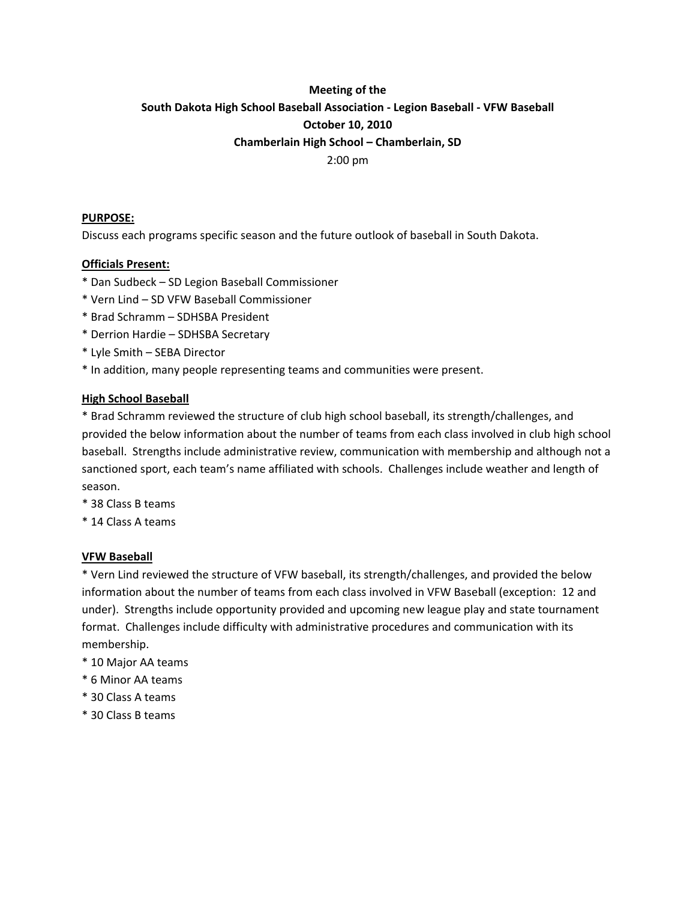**Meeting of the**

**South Dakota High School Baseball Association - Legion Baseball - VFW Baseball**

**October 10, 2010**

**Chamberlain High School – Chamberlain, SD**

2:00 pm

**PURPOSE:**

Discuss each programs specific season and the future outlook of baseball in South Dakota.

**Officials Present:**

* Dan Sudbeck – SD Legion Baseball Commissioner
* Vern Lind – SD VFW Baseball Commissioner
* Brad Schramm – SDHSBA President
* Derrion Hardie – SDHSBA Secretary
* Lyle Smith – SEBA Director
* In addition, many people representing teams and communities were present.

**High School Baseball**

* Brad Schramm reviewed the structure of club high school baseball, its strength/challenges, and provided the below information about the number of teams from each class involved in club high school baseball. Strengths include administrative review, communication with membership and although not a sanctioned sport, each team's name affiliated with schools. Challenges include weather and length of season.
* 38 Class B teams
* 14 Class A teams

**VFW Baseball**

* Vern Lind reviewed the structure of VFW baseball, its strength/challenges, and provided the below information about the number of teams from each class involved in VFW Baseball (exception: 12 and under). Strengths include opportunity provided and upcoming new league play and state tournament format. Challenges include difficulty with administrative procedures and communication with its membership.
* 10 Major AA teams
* 6 Minor AA teams
* 30 Class A teams
* 30 Class B teams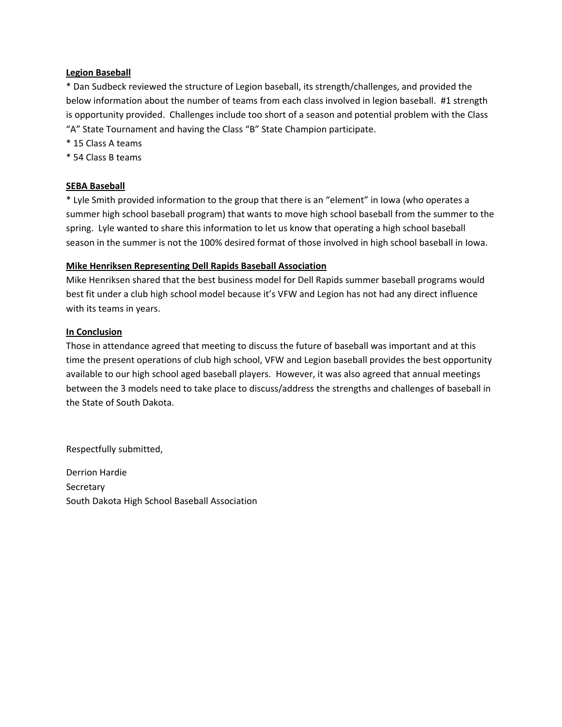**Legion Baseball**

* Dan Sudbeck reviewed the structure of Legion baseball, its strength/challenges, and provided the below information about the number of teams from each class involved in legion baseball. #1 strength is opportunity provided. Challenges include too short of a season and potential problem with the Class "A" State Tournament and having the Class "B" State Champion participate.

* 15 Class A teams

* 54 Class B teams

**SEBA Baseball**

* Lyle Smith provided information to the group that there is an "element" in Iowa (who operates a summer high school baseball program) that wants to move high school baseball from the summer to the spring. Lyle wanted to share this information to let us know that operating a high school baseball season in the summer is not the 100% desired format of those involved in high school baseball in Iowa.

**Mike Henriksen Representing Dell Rapids Baseball Association**

Mike Henriksen shared that the best business model for Dell Rapids summer baseball programs would best fit under a club high school model because it's VFW and Legion has not had any direct influence with its teams in years.

**In Conclusion**

Those in attendance agreed that meeting to discuss the future of baseball was important and at this time the present operations of club high school, VFW and Legion baseball provides the best opportunity available to our high school aged baseball players. However, it was also agreed that annual meetings between the 3 models need to take place to discuss/address the strengths and challenges of baseball in the State of South Dakota.

Respectfully submitted,

Derrion Hardie
Secretary
South Dakota High School Baseball Association